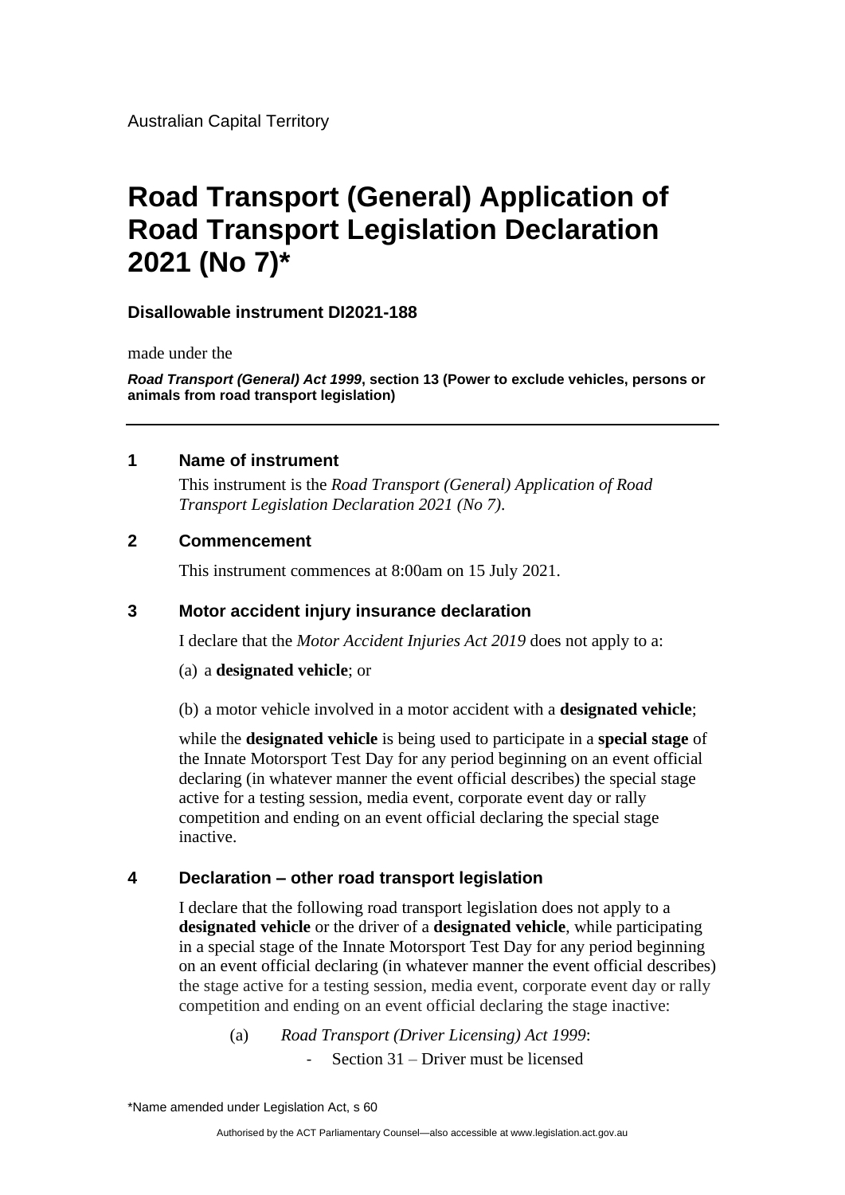Australian Capital Territory

# Road Transport (General) Application of Road Transport Legislation Declaration 2021 (No 7)*

**Disallowable instrument DI2021-188**

made under the

***Road Transport (General) Act 1999*, section 13 (Power to exclude vehicles, persons or animals from road transport legislation)**

---

## 1 Name of instrument

This instrument is the *Road Transport (General) Application of Road Transport Legislation Declaration 2021 (No 7)*.

## 2 Commencement

This instrument commences at 8:00am on 15 July 2021.

## 3 Motor accident injury insurance declaration

I declare that the *Motor Accident Injuries Act 2019* does not apply to a:

(a) a **designated vehicle**; or

(b) a motor vehicle involved in a motor accident with a **designated vehicle**;

while the **designated vehicle** is being used to participate in a **special stage** of the Innate Motorsport Test Day for any period beginning on an event official declaring (in whatever manner the event official describes) the special stage active for a testing session, media event, corporate event day or rally competition and ending on an event official declaring the special stage inactive.

## 4 Declaration – other road transport legislation

I declare that the following road transport legislation does not apply to a **designated vehicle** or the driver of a **designated vehicle**, while participating in a special stage of the Innate Motorsport Test Day for any period beginning on an event official declaring (in whatever manner the event official describes) the stage active for a testing session, media event, corporate event day or rally competition and ending on an event official declaring the stage inactive:

(a) *Road Transport (Driver Licensing) Act 1999*:

- Section 31 – Driver must be licensed

\*Name amended under Legislation Act, s 60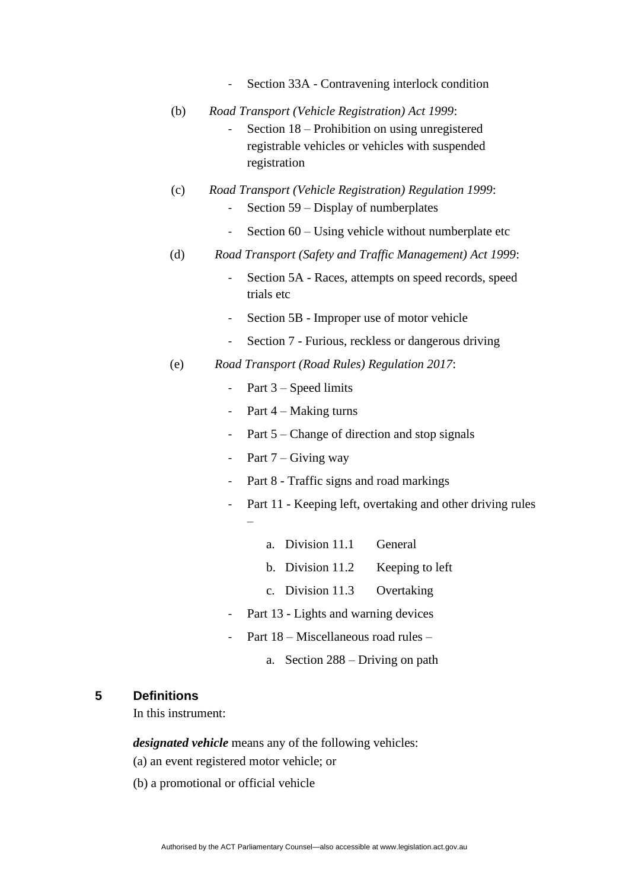- Section 33A - Contravening interlock condition

(b) *Road Transport (Vehicle Registration) Act 1999*:

- Section 18 – Prohibition on using unregistered registrable vehicles or vehicles with suspended registration

(c) *Road Transport (Vehicle Registration) Regulation 1999*:

- Section 59 – Display of numberplates
- Section 60 – Using vehicle without numberplate etc

(d) *Road Transport (Safety and Traffic Management) Act 1999*:

- Section 5A - Races, attempts on speed records, speed trials etc
- Section 5B - Improper use of motor vehicle
- Section 7 - Furious, reckless or dangerous driving

(e) *Road Transport (Road Rules) Regulation 2017*:

- Part 3 – Speed limits
- Part 4 – Making turns
- Part 5 – Change of direction and stop signals
- Part 7 – Giving way
- Part 8 - Traffic signs and road markings
- Part 11 - Keeping left, overtaking and other driving rules –
  a. Division 11.1 General
  b. Division 11.2 Keeping to left
  c. Division 11.3 Overtaking
- Part 13 - Lights and warning devices
- Part 18 – Miscellaneous road rules –
  a. Section 288 – Driving on path

## 5 Definitions

In this instrument:

***designated vehicle*** means any of the following vehicles:

(a) an event registered motor vehicle; or

(b) a promotional or official vehicle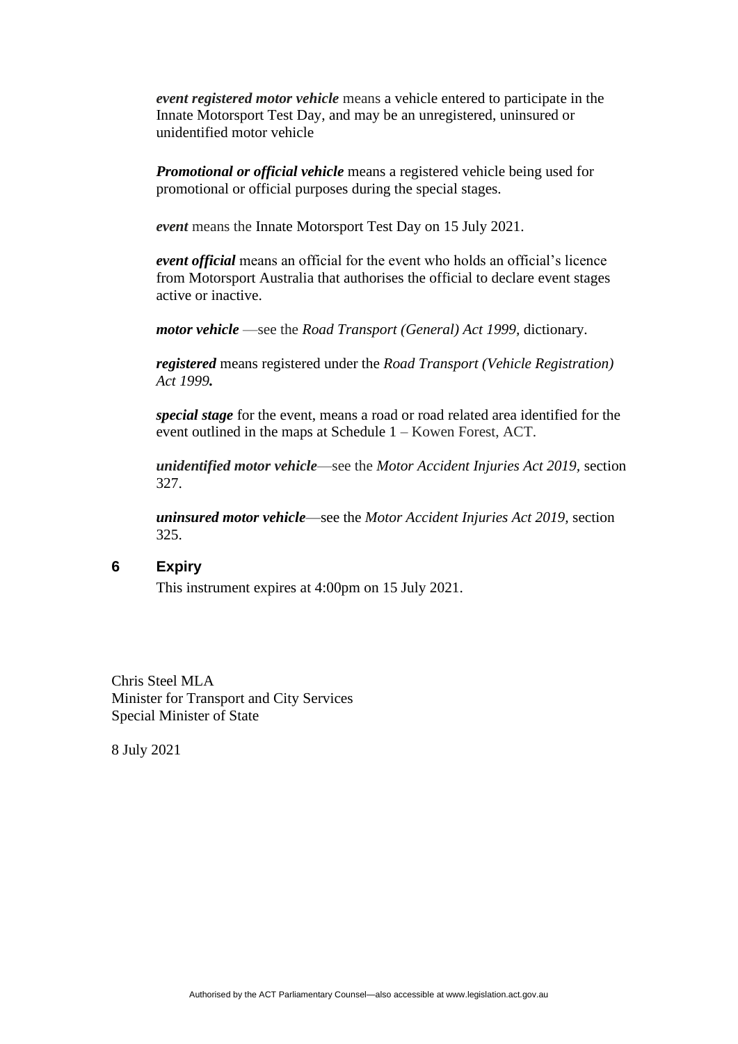***event registered motor vehicle*** means a vehicle entered to participate in the Innate Motorsport Test Day, and may be an unregistered, uninsured or unidentified motor vehicle

***Promotional or official vehicle*** means a registered vehicle being used for promotional or official purposes during the special stages.

***event*** means the Innate Motorsport Test Day on 15 July 2021.

***event official*** means an official for the event who holds an official's licence from Motorsport Australia that authorises the official to declare event stages active or inactive.

***motor vehicle*** —see the *Road Transport (General) Act 1999*, dictionary.

***registered*** means registered under the *Road Transport (Vehicle Registration) Act 1999.*

***special stage*** for the event, means a road or road related area identified for the event outlined in the maps at Schedule 1 – Kowen Forest, ACT.

***unidentified motor vehicle***—see the *Motor Accident Injuries Act 2019*, section 327.

***uninsured motor vehicle***—see the *Motor Accident Injuries Act 2019*, section 325.

## 6 Expiry

This instrument expires at 4:00pm on 15 July 2021.

Chris Steel MLA
Minister for Transport and City Services
Special Minister of State

8 July 2021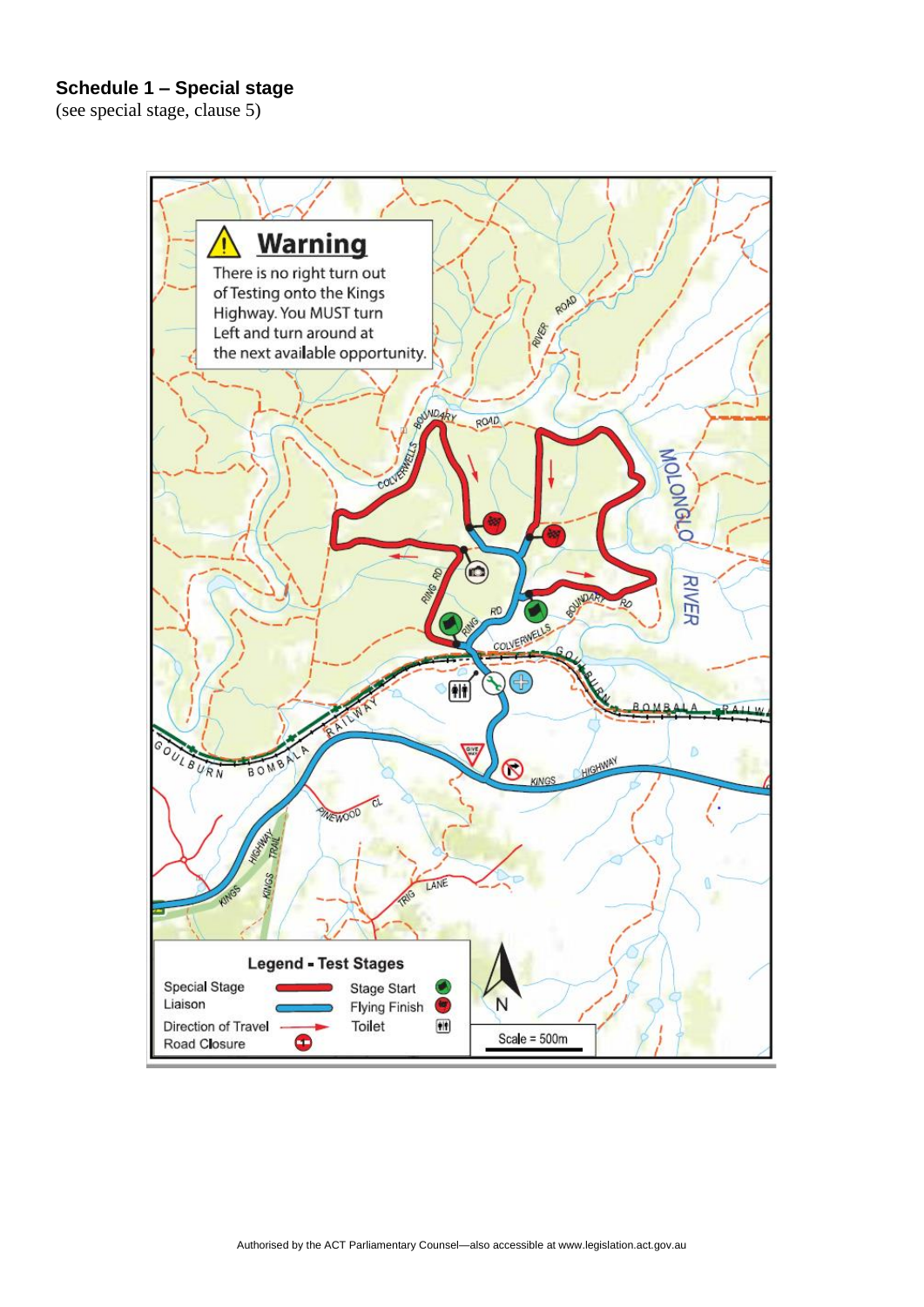**Schedule 1 – Special stage**

(see special stage, clause 5)

⚠ **Warning**

There is no right turn out of Testing onto the Kings Highway. You MUST turn Left and turn around at the next available opportunity.

BOUNDARY ROAD

RIVER ROAD

COLVERWELLS

RING RD

RING RD

COLVERWELLS

BOUNDARY RD

MOLONGLO RIVER

GOULBURN BOMBALA RAILWAY

KINGS HIGHWAY

PINEWOOD CL

KINGS HIGHWAY TRAIL

TRIG LANE

**Legend - Test Stages**

Special Stage

Liaison

Direction of Travel

Road Closure

Stage Start

Flying Finish

Toilet

N

Scale = 500m